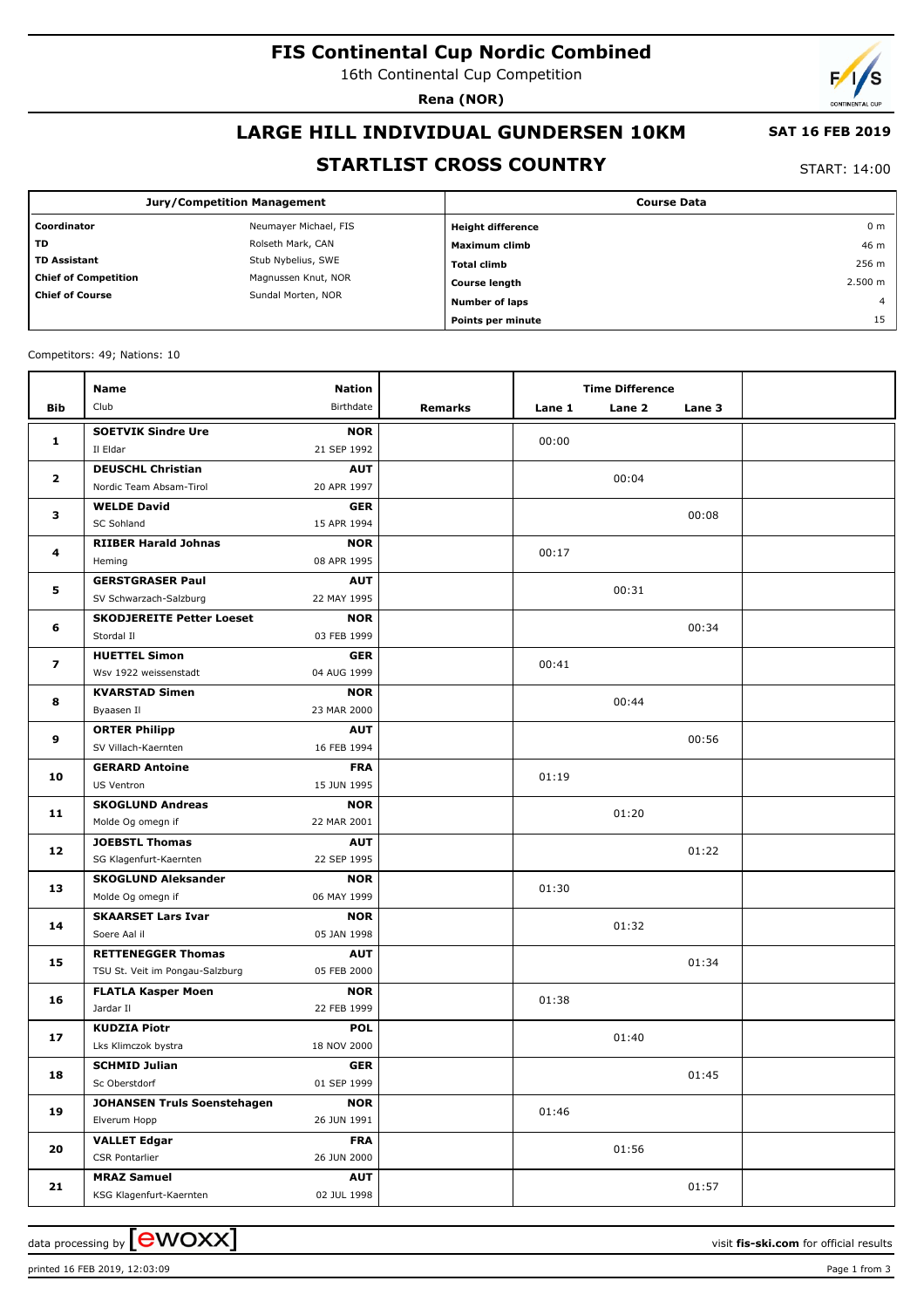# FIS Continental Cup Nordic Combined

16th Continental Cup Competition

**Rena (NOR)**

## LARGE HILL INDIVIDUAL GUNDERSEN 10KM

**SAT 16 FEB 2019**

## STARTLIST CROSS COUNTRY

START: 14:00

| Jury/Competition Management | | Course Data | |
|---|---|---|---|
| **Coordinator** | Neumayer Michael, FIS | **Height difference** | 0 m |
| **TD** | Rolseth Mark, CAN | **Maximum climb** | 46 m |
| **TD Assistant** | Stub Nybelius, SWE | **Total climb** | 256 m |
| **Chief of Competition** | Magnussen Knut, NOR | **Course length** | 2.500 m |
| **Chief of Course** | Sundal Morten, NOR | **Number of laps** | 4 |
| | | **Points per minute** | 15 |

Competitors: 49; Nations: 10

| Bib | Name / Club | Nation / Birthdate | Remarks | Lane 1 | Lane 2 | Lane 3 | |
|---|---|---|---|---|---|---|---|
| 1 | **SOETVIK Sindre Ure**<br>Il Eldar | **NOR**<br>21 SEP 1992 | | 00:00 | | | |
| 2 | **DEUSCHL Christian**<br>Nordic Team Absam-Tirol | **AUT**<br>20 APR 1997 | | | 00:04 | | |
| 3 | **WELDE David**<br>SC Sohland | **GER**<br>15 APR 1994 | | | | 00:08 | |
| 4 | **RIIBER Harald Johnas**<br>Heming | **NOR**<br>08 APR 1995 | | 00:17 | | | |
| 5 | **GERSTGRASER Paul**<br>SV Schwarzach-Salzburg | **AUT**<br>22 MAY 1995 | | | 00:31 | | |
| 6 | **SKODJEREITE Petter Loeset**<br>Stordal Il | **NOR**<br>03 FEB 1999 | | | | 00:34 | |
| 7 | **HUETTEL Simon**<br>Wsv 1922 weissenstadt | **GER**<br>04 AUG 1999 | | 00:41 | | | |
| 8 | **KVARSTAD Simen**<br>Byaasen Il | **NOR**<br>23 MAR 2000 | | | 00:44 | | |
| 9 | **ORTER Philipp**<br>SV Villach-Kaernten | **AUT**<br>16 FEB 1994 | | | | 00:56 | |
| 10 | **GERARD Antoine**<br>US Ventron | **FRA**<br>15 JUN 1995 | | 01:19 | | | |
| 11 | **SKOGLUND Andreas**<br>Molde Og omegn if | **NOR**<br>22 MAR 2001 | | | 01:20 | | |
| 12 | **JOEBSTL Thomas**<br>SG Klagenfurt-Kaernten | **AUT**<br>22 SEP 1995 | | | | 01:22 | |
| 13 | **SKOGLUND Aleksander**<br>Molde Og omegn if | **NOR**<br>06 MAY 1999 | | 01:30 | | | |
| 14 | **SKAARSET Lars Ivar**<br>Soere Aal il | **NOR**<br>05 JAN 1998 | | | 01:32 | | |
| 15 | **RETTENEGGER Thomas**<br>TSU St. Veit im Pongau-Salzburg | **AUT**<br>05 FEB 2000 | | | | 01:34 | |
| 16 | **FLATLA Kasper Moen**<br>Jardar Il | **NOR**<br>22 FEB 1999 | | 01:38 | | | |
| 17 | **KUDZIA Piotr**<br>Lks Klimczok bystra | **POL**<br>18 NOV 2000 | | | 01:40 | | |
| 18 | **SCHMID Julian**<br>Sc Oberstdorf | **GER**<br>01 SEP 1999 | | | | 01:45 | |
| 19 | **JOHANSEN Truls Soenstehagen**<br>Elverum Hopp | **NOR**<br>26 JUN 1991 | | 01:46 | | | |
| 20 | **VALLET Edgar**<br>CSR Pontarlier | **FRA**<br>26 JUN 2000 | | | 01:56 | | |
| 21 | **MRAZ Samuel**<br>KSG Klagenfurt-Kaernten | **AUT**<br>02 JUL 1998 | | | | 01:57 | |

data processing by ewoxx — visit **fis-ski.com** for official results

printed 16 FEB 2019, 12:03:09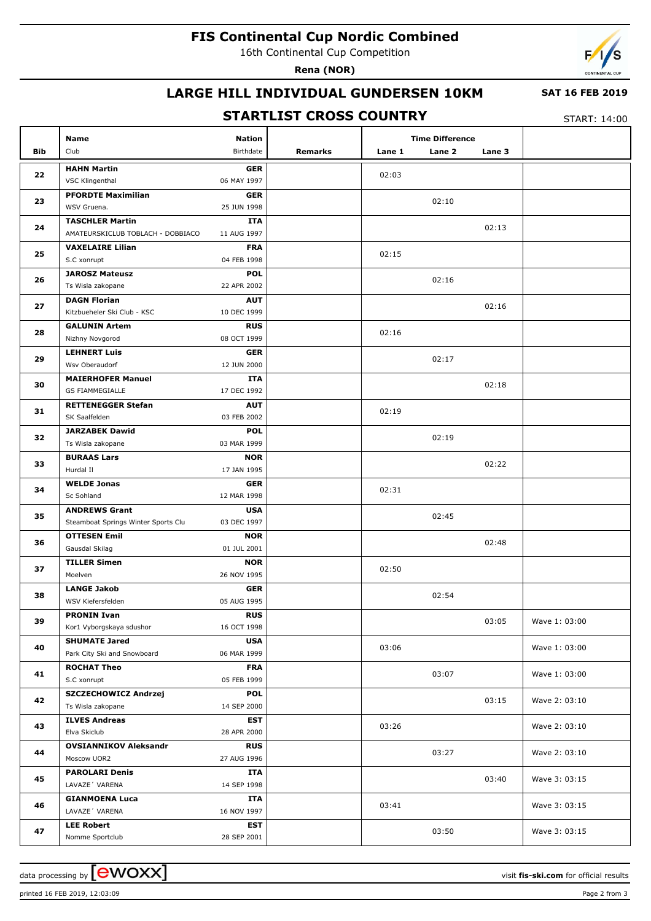# FIS Continental Cup Nordic Combined

16th Continental Cup Competition

**Rena (NOR)**

## LARGE HILL INDIVIDUAL GUNDERSEN 10KM

**SAT 16 FEB 2019**

## STARTLIST CROSS COUNTRY

START: 14:00

| Bib | Name / Club | Nation / Birthdate | Remarks | Lane 1 | Lane 2 | Lane 3 | |
|---|---|---|---|---|---|---|---|
| 22 | **HAHN Martin** VSC Klingenthal | **GER** 06 MAY 1997 | | 02:03 | | | |
| 23 | **PFORDTE Maximilian** WSV Gruena. | **GER** 25 JUN 1998 | | | 02:10 | | |
| 24 | **TASCHLER Martin** AMATEURSKICLUB TOBLACH - DOBBIACO | **ITA** 11 AUG 1997 | | | | 02:13 | |
| 25 | **VAXELAIRE Lilian** S.C xonrupt | **FRA** 04 FEB 1998 | | 02:15 | | | |
| 26 | **JAROSZ Mateusz** Ts Wisla zakopane | **POL** 22 APR 2002 | | | 02:16 | | |
| 27 | **DAGN Florian** Kitzbueheler Ski Club - KSC | **AUT** 10 DEC 1999 | | | | 02:16 | |
| 28 | **GALUNIN Artem** Nizhny Novgorod | **RUS** 08 OCT 1999 | | 02:16 | | | |
| 29 | **LEHNERT Luis** Wsv Oberaudorf | **GER** 12 JUN 2000 | | | 02:17 | | |
| 30 | **MAIERHOFER Manuel** GS FIAMMEGIALLE | **ITA** 17 DEC 1992 | | | | 02:18 | |
| 31 | **RETTENEGGER Stefan** SK Saalfelden | **AUT** 03 FEB 2002 | | 02:19 | | | |
| 32 | **JARZABEK Dawid** Ts Wisla zakopane | **POL** 03 MAR 1999 | | | 02:19 | | |
| 33 | **BURAAS Lars** Hurdal Il | **NOR** 17 JAN 1995 | | | | 02:22 | |
| 34 | **WELDE Jonas** Sc Sohland | **GER** 12 MAR 1998 | | 02:31 | | | |
| 35 | **ANDREWS Grant** Steamboat Springs Winter Sports Clu | **USA** 03 DEC 1997 | | | 02:45 | | |
| 36 | **OTTESEN Emil** Gausdal Skilag | **NOR** 01 JUL 2001 | | | | 02:48 | |
| 37 | **TILLER Simen** Moelven | **NOR** 26 NOV 1995 | | 02:50 | | | |
| 38 | **LANGE Jakob** WSV Kiefersfelden | **GER** 05 AUG 1995 | | | 02:54 | | |
| 39 | **PRONIN Ivan** Kor1 Vyborgskaya sdushor | **RUS** 16 OCT 1998 | | | | 03:05 | Wave 1: 03:00 |
| 40 | **SHUMATE Jared** Park City Ski and Snowboard | **USA** 06 MAR 1999 | | 03:06 | | | Wave 1: 03:00 |
| 41 | **ROCHAT Theo** S.C xonrupt | **FRA** 05 FEB 1999 | | | 03:07 | | Wave 1: 03:00 |
| 42 | **SZCZECHOWICZ Andrzej** Ts Wisla zakopane | **POL** 14 SEP 2000 | | | | 03:15 | Wave 2: 03:10 |
| 43 | **ILVES Andreas** Elva Skiclub | **EST** 28 APR 2000 | | 03:26 | | | Wave 2: 03:10 |
| 44 | **OVSIANNIKOV Aleksandr** Moscow UOR2 | **RUS** 27 AUG 1996 | | | 03:27 | | Wave 2: 03:10 |
| 45 | **PAROLARI Denis** LAVAZE´ VARENA | **ITA** 14 SEP 1998 | | | | 03:40 | Wave 3: 03:15 |
| 46 | **GIANMOENA Luca** LAVAZE´ VARENA | **ITA** 16 NOV 1997 | | 03:41 | | | Wave 3: 03:15 |
| 47 | **LEE Robert** Nomme Sportclub | **EST** 28 SEP 2001 | | | 03:50 | | Wave 3: 03:15 |

data processing by ewoxx — visit **fis-ski.com** for official results

printed 16 FEB 2019, 12:03:09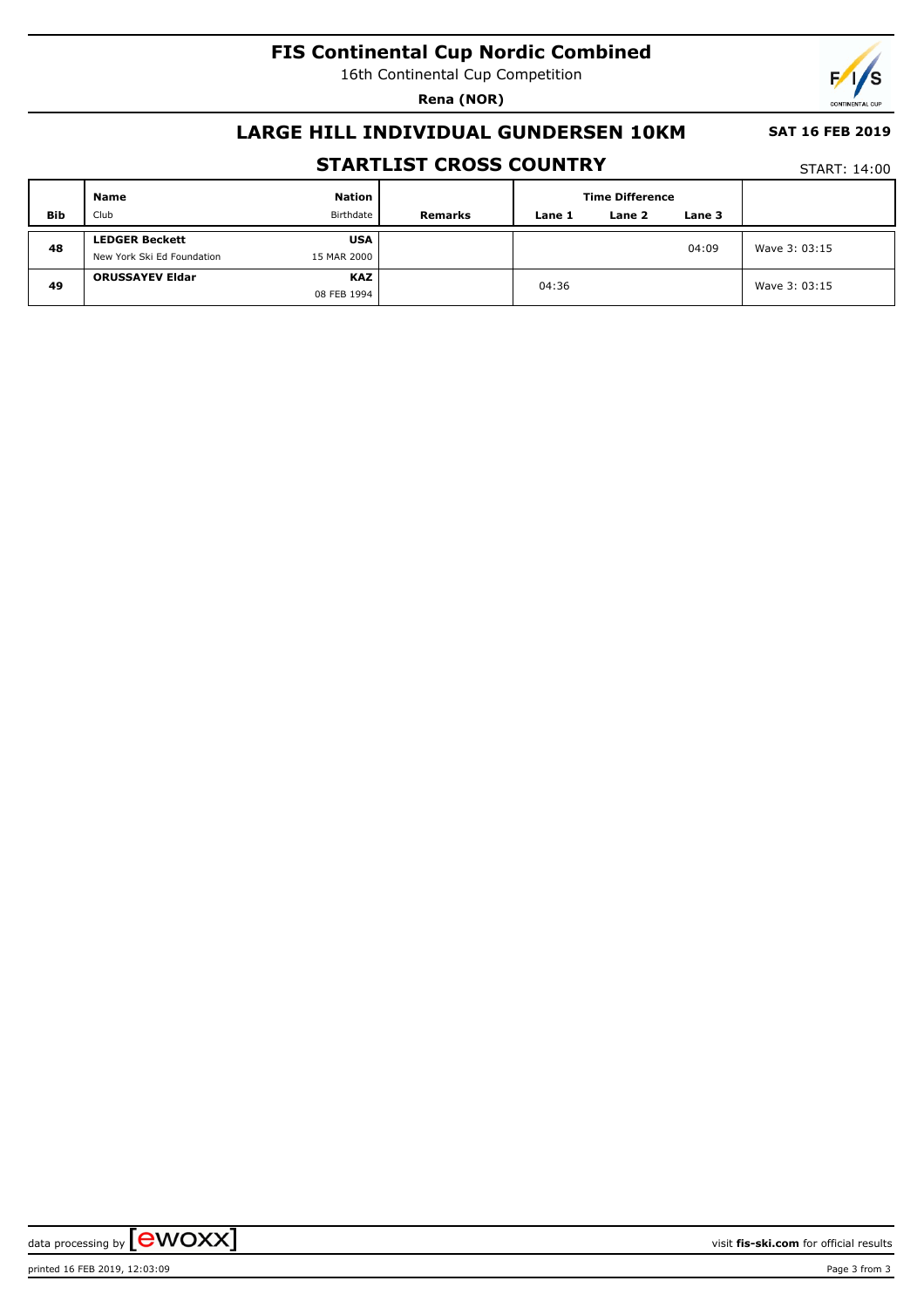# FIS Continental Cup Nordic Combined

16th Continental Cup Competition

**Rena (NOR)**

## LARGE HILL INDIVIDUAL GUNDERSEN 10KM

**SAT 16 FEB 2019**

## STARTLIST CROSS COUNTRY

START: 14:00

| Bib | Name / Club | Nation / Birthdate | Remarks | Time Difference Lane 1 | Time Difference Lane 2 | Time Difference Lane 3 | |
|---|---|---|---|---|---|---|---|
| 48 | **LEDGER Beckett**<br>New York Ski Ed Foundation | **USA**<br>15 MAR 2000 | | | | 04:09 | Wave 3: 03:15 |
| 49 | **ORUSSAYEV Eldar** | **KAZ**<br>08 FEB 1994 | | 04:36 | | | Wave 3: 03:15 |

data processing by [ewoxx]

visit **fis-ski.com** for official results

printed 16 FEB 2019, 12:03:09